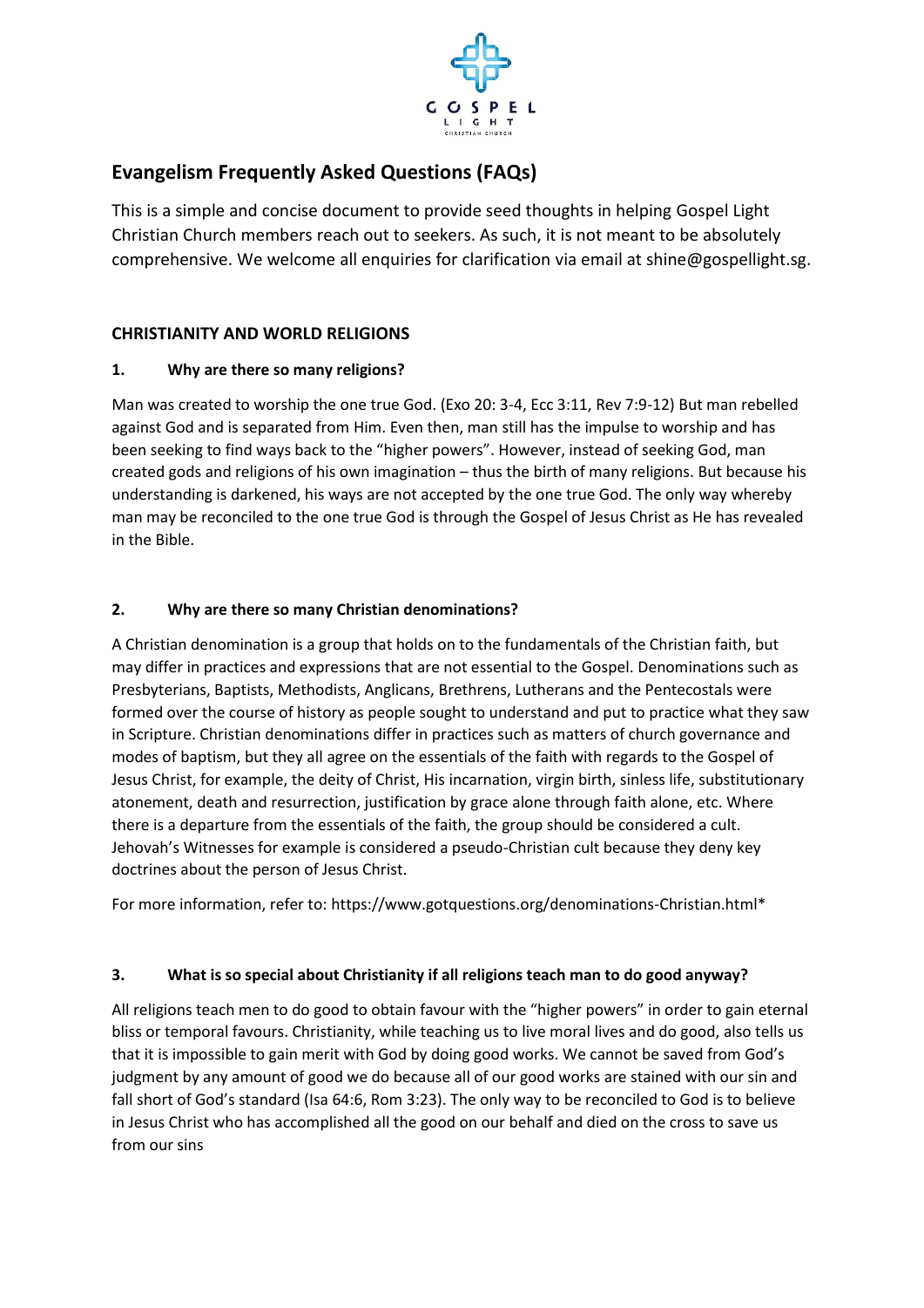# Evangelism Frequently Asked Questions (FAQs)

This is a simple and concise document to provide seed thoughts in helping Gospel Light Christian Church members reach out to seekers. As such, it is not meant to be absolutely comprehensive. We welcome all enquiries for clarification via email at shine@gospellight.sg.

## CHRISTIANITY AND WORLD RELIGIONS

### 1. Why are there so many religions?

Man was created to worship the one true God. (Exo 20: 3-4, Ecc 3:11, Rev 7:9-12) But man rebelled against God and is separated from Him. Even then, man still has the impulse to worship and has been seeking to find ways back to the "higher powers". However, instead of seeking God, man created gods and religions of his own imagination – thus the birth of many religions. But because his understanding is darkened, his ways are not accepted by the one true God. The only way whereby man may be reconciled to the one true God is through the Gospel of Jesus Christ as He has revealed in the Bible.

### 2. Why are there so many Christian denominations?

A Christian denomination is a group that holds on to the fundamentals of the Christian faith, but may differ in practices and expressions that are not essential to the Gospel. Denominations such as Presbyterians, Baptists, Methodists, Anglicans, Brethrens, Lutherans and the Pentecostals were formed over the course of history as people sought to understand and put to practice what they saw in Scripture. Christian denominations differ in practices such as matters of church governance and modes of baptism, but they all agree on the essentials of the faith with regards to the Gospel of Jesus Christ, for example, the deity of Christ, His incarnation, virgin birth, sinless life, substitutionary atonement, death and resurrection, justification by grace alone through faith alone, etc. Where there is a departure from the essentials of the faith, the group should be considered a cult. Jehovah's Witnesses for example is considered a pseudo-Christian cult because they deny key doctrines about the person of Jesus Christ.

For more information, refer to: https://www.gotquestions.org/denominations-Christian.html*

### 3. What is so special about Christianity if all religions teach man to do good anyway?

All religions teach men to do good to obtain favour with the "higher powers" in order to gain eternal bliss or temporal favours. Christianity, while teaching us to live moral lives and do good, also tells us that it is impossible to gain merit with God by doing good works. We cannot be saved from God's judgment by any amount of good we do because all of our good works are stained with our sin and fall short of God's standard (Isa 64:6, Rom 3:23). The only way to be reconciled to God is to believe in Jesus Christ who has accomplished all the good on our behalf and died on the cross to save us from our sins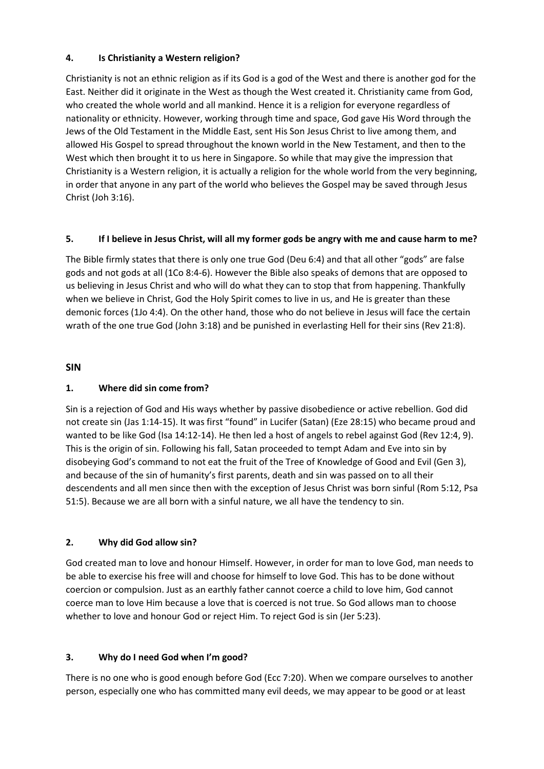### 4. Is Christianity a Western religion?

Christianity is not an ethnic religion as if its God is a god of the West and there is another god for the East. Neither did it originate in the West as though the West created it. Christianity came from God, who created the whole world and all mankind. Hence it is a religion for everyone regardless of nationality or ethnicity. However, working through time and space, God gave His Word through the Jews of the Old Testament in the Middle East, sent His Son Jesus Christ to live among them, and allowed His Gospel to spread throughout the known world in the New Testament, and then to the West which then brought it to us here in Singapore. So while that may give the impression that Christianity is a Western religion, it is actually a religion for the whole world from the very beginning, in order that anyone in any part of the world who believes the Gospel may be saved through Jesus Christ (Joh 3:16).

### 5. If I believe in Jesus Christ, will all my former gods be angry with me and cause harm to me?

The Bible firmly states that there is only one true God (Deu 6:4) and that all other "gods" are false gods and not gods at all (1Co 8:4-6). However the Bible also speaks of demons that are opposed to us believing in Jesus Christ and who will do what they can to stop that from happening. Thankfully when we believe in Christ, God the Holy Spirit comes to live in us, and He is greater than these demonic forces (1Jo 4:4). On the other hand, those who do not believe in Jesus will face the certain wrath of the one true God (John 3:18) and be punished in everlasting Hell for their sins (Rev 21:8).

## SIN

### 1. Where did sin come from?

Sin is a rejection of God and His ways whether by passive disobedience or active rebellion. God did not create sin (Jas 1:14-15). It was first "found" in Lucifer (Satan) (Eze 28:15) who became proud and wanted to be like God (Isa 14:12-14). He then led a host of angels to rebel against God (Rev 12:4, 9). This is the origin of sin. Following his fall, Satan proceeded to tempt Adam and Eve into sin by disobeying God's command to not eat the fruit of the Tree of Knowledge of Good and Evil (Gen 3), and because of the sin of humanity's first parents, death and sin was passed on to all their descendents and all men since then with the exception of Jesus Christ was born sinful (Rom 5:12, Psa 51:5). Because we are all born with a sinful nature, we all have the tendency to sin.

### 2. Why did God allow sin?

God created man to love and honour Himself. However, in order for man to love God, man needs to be able to exercise his free will and choose for himself to love God. This has to be done without coercion or compulsion. Just as an earthly father cannot coerce a child to love him, God cannot coerce man to love Him because a love that is coerced is not true. So God allows man to choose whether to love and honour God or reject Him. To reject God is sin (Jer 5:23).

### 3. Why do I need God when I'm good?

There is no one who is good enough before God (Ecc 7:20). When we compare ourselves to another person, especially one who has committed many evil deeds, we may appear to be good or at least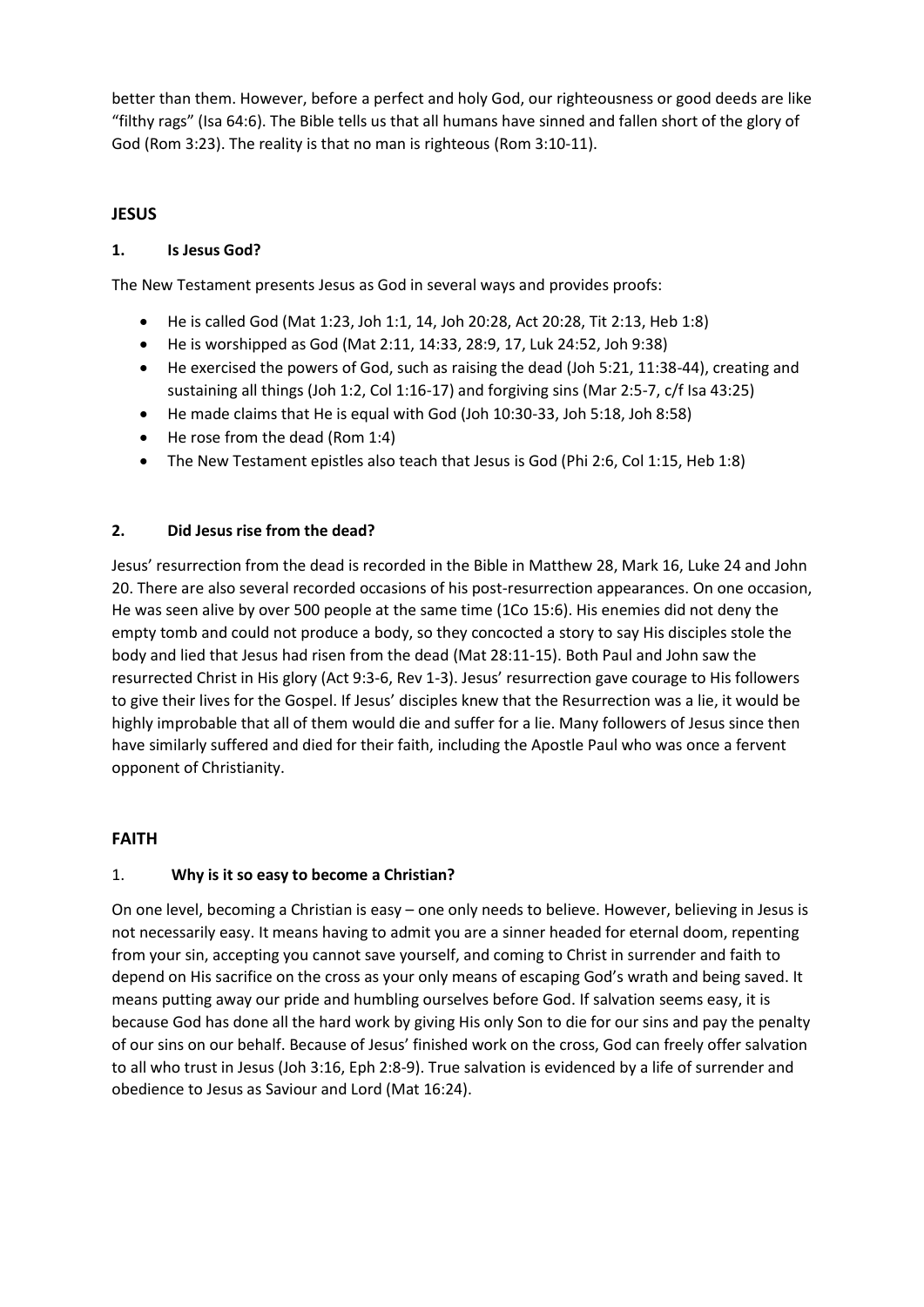better than them. However, before a perfect and holy God, our righteousness or good deeds are like "filthy rags" (Isa 64:6). The Bible tells us that all humans have sinned and fallen short of the glory of God (Rom 3:23). The reality is that no man is righteous (Rom 3:10-11).

## JESUS

### 1. Is Jesus God?

The New Testament presents Jesus as God in several ways and provides proofs:

- He is called God (Mat 1:23, Joh 1:1, 14, Joh 20:28, Act 20:28, Tit 2:13, Heb 1:8)
- He is worshipped as God (Mat 2:11, 14:33, 28:9, 17, Luk 24:52, Joh 9:38)
- He exercised the powers of God, such as raising the dead (Joh 5:21, 11:38-44), creating and sustaining all things (Joh 1:2, Col 1:16-17) and forgiving sins (Mar 2:5-7, c/f Isa 43:25)
- He made claims that He is equal with God (Joh 10:30-33, Joh 5:18, Joh 8:58)
- He rose from the dead (Rom 1:4)
- The New Testament epistles also teach that Jesus is God (Phi 2:6, Col 1:15, Heb 1:8)

### 2. Did Jesus rise from the dead?

Jesus' resurrection from the dead is recorded in the Bible in Matthew 28, Mark 16, Luke 24 and John 20. There are also several recorded occasions of his post-resurrection appearances. On one occasion, He was seen alive by over 500 people at the same time (1Co 15:6). His enemies did not deny the empty tomb and could not produce a body, so they concocted a story to say His disciples stole the body and lied that Jesus had risen from the dead (Mat 28:11-15). Both Paul and John saw the resurrected Christ in His glory (Act 9:3-6, Rev 1-3). Jesus' resurrection gave courage to His followers to give their lives for the Gospel. If Jesus' disciples knew that the Resurrection was a lie, it would be highly improbable that all of them would die and suffer for a lie. Many followers of Jesus since then have similarly suffered and died for their faith, including the Apostle Paul who was once a fervent opponent of Christianity.

## FAITH

### 1. Why is it so easy to become a Christian?

On one level, becoming a Christian is easy – one only needs to believe. However, believing in Jesus is not necessarily easy. It means having to admit you are a sinner headed for eternal doom, repenting from your sin, accepting you cannot save yourself, and coming to Christ in surrender and faith to depend on His sacrifice on the cross as your only means of escaping God's wrath and being saved. It means putting away our pride and humbling ourselves before God. If salvation seems easy, it is because God has done all the hard work by giving His only Son to die for our sins and pay the penalty of our sins on our behalf. Because of Jesus' finished work on the cross, God can freely offer salvation to all who trust in Jesus (Joh 3:16, Eph 2:8-9). True salvation is evidenced by a life of surrender and obedience to Jesus as Saviour and Lord (Mat 16:24).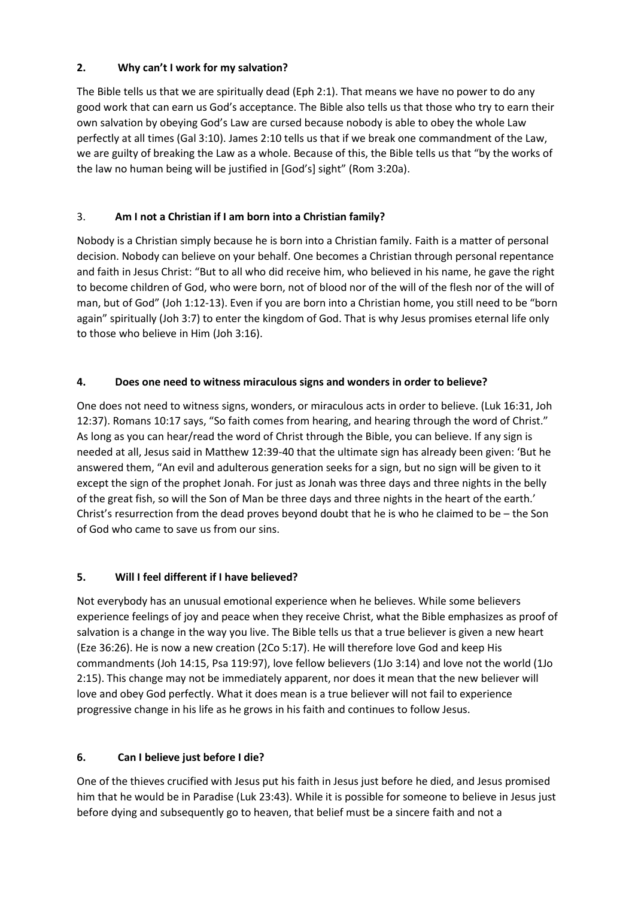## 2. Why can't I work for my salvation?

The Bible tells us that we are spiritually dead (Eph 2:1). That means we have no power to do any good work that can earn us God's acceptance. The Bible also tells us that those who try to earn their own salvation by obeying God's Law are cursed because nobody is able to obey the whole Law perfectly at all times (Gal 3:10). James 2:10 tells us that if we break one commandment of the Law, we are guilty of breaking the Law as a whole. Because of this, the Bible tells us that "by the works of the law no human being will be justified in [God's] sight" (Rom 3:20a).

## 3. Am I not a Christian if I am born into a Christian family?

Nobody is a Christian simply because he is born into a Christian family. Faith is a matter of personal decision. Nobody can believe on your behalf. One becomes a Christian through personal repentance and faith in Jesus Christ: "But to all who did receive him, who believed in his name, he gave the right to become children of God, who were born, not of blood nor of the will of the flesh nor of the will of man, but of God" (Joh 1:12-13). Even if you are born into a Christian home, you still need to be "born again" spiritually (Joh 3:7) to enter the kingdom of God. That is why Jesus promises eternal life only to those who believe in Him (Joh 3:16).

## 4. Does one need to witness miraculous signs and wonders in order to believe?

One does not need to witness signs, wonders, or miraculous acts in order to believe. (Luk 16:31, Joh 12:37). Romans 10:17 says, "So faith comes from hearing, and hearing through the word of Christ." As long as you can hear/read the word of Christ through the Bible, you can believe. If any sign is needed at all, Jesus said in Matthew 12:39-40 that the ultimate sign has already been given: 'But he answered them, "An evil and adulterous generation seeks for a sign, but no sign will be given to it except the sign of the prophet Jonah. For just as Jonah was three days and three nights in the belly of the great fish, so will the Son of Man be three days and three nights in the heart of the earth.' Christ's resurrection from the dead proves beyond doubt that he is who he claimed to be – the Son of God who came to save us from our sins.

## 5. Will I feel different if I have believed?

Not everybody has an unusual emotional experience when he believes. While some believers experience feelings of joy and peace when they receive Christ, what the Bible emphasizes as proof of salvation is a change in the way you live. The Bible tells us that a true believer is given a new heart (Eze 36:26). He is now a new creation (2Co 5:17). He will therefore love God and keep His commandments (Joh 14:15, Psa 119:97), love fellow believers (1Jo 3:14) and love not the world (1Jo 2:15). This change may not be immediately apparent, nor does it mean that the new believer will love and obey God perfectly. What it does mean is a true believer will not fail to experience progressive change in his life as he grows in his faith and continues to follow Jesus.

## 6. Can I believe just before I die?

One of the thieves crucified with Jesus put his faith in Jesus just before he died, and Jesus promised him that he would be in Paradise (Luk 23:43). While it is possible for someone to believe in Jesus just before dying and subsequently go to heaven, that belief must be a sincere faith and not a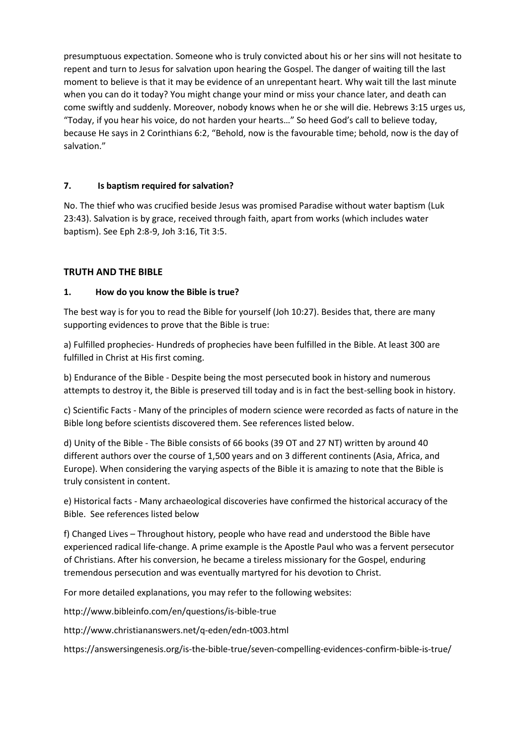presumptuous expectation. Someone who is truly convicted about his or her sins will not hesitate to repent and turn to Jesus for salvation upon hearing the Gospel. The danger of waiting till the last moment to believe is that it may be evidence of an unrepentant heart. Why wait till the last minute when you can do it today? You might change your mind or miss your chance later, and death can come swiftly and suddenly. Moreover, nobody knows when he or she will die. Hebrews 3:15 urges us, "Today, if you hear his voice, do not harden your hearts…" So heed God's call to believe today, because He says in 2 Corinthians 6:2, "Behold, now is the favourable time; behold, now is the day of salvation."

### 7. Is baptism required for salvation?

No. The thief who was crucified beside Jesus was promised Paradise without water baptism (Luk 23:43). Salvation is by grace, received through faith, apart from works (which includes water baptism). See Eph 2:8-9, Joh 3:16, Tit 3:5.

## TRUTH AND THE BIBLE

### 1. How do you know the Bible is true?

The best way is for you to read the Bible for yourself (Joh 10:27). Besides that, there are many supporting evidences to prove that the Bible is true:

a) Fulfilled prophecies- Hundreds of prophecies have been fulfilled in the Bible. At least 300 are fulfilled in Christ at His first coming.

b) Endurance of the Bible - Despite being the most persecuted book in history and numerous attempts to destroy it, the Bible is preserved till today and is in fact the best-selling book in history.

c) Scientific Facts - Many of the principles of modern science were recorded as facts of nature in the Bible long before scientists discovered them. See references listed below.

d) Unity of the Bible - The Bible consists of 66 books (39 OT and 27 NT) written by around 40 different authors over the course of 1,500 years and on 3 different continents (Asia, Africa, and Europe). When considering the varying aspects of the Bible it is amazing to note that the Bible is truly consistent in content.

e) Historical facts - Many archaeological discoveries have confirmed the historical accuracy of the Bible. See references listed below

f) Changed Lives – Throughout history, people who have read and understood the Bible have experienced radical life-change. A prime example is the Apostle Paul who was a fervent persecutor of Christians. After his conversion, he became a tireless missionary for the Gospel, enduring tremendous persecution and was eventually martyred for his devotion to Christ.

For more detailed explanations, you may refer to the following websites:

http://www.bibleinfo.com/en/questions/is-bible-true

http://www.christiananswers.net/q-eden/edn-t003.html

https://answersingenesis.org/is-the-bible-true/seven-compelling-evidences-confirm-bible-is-true/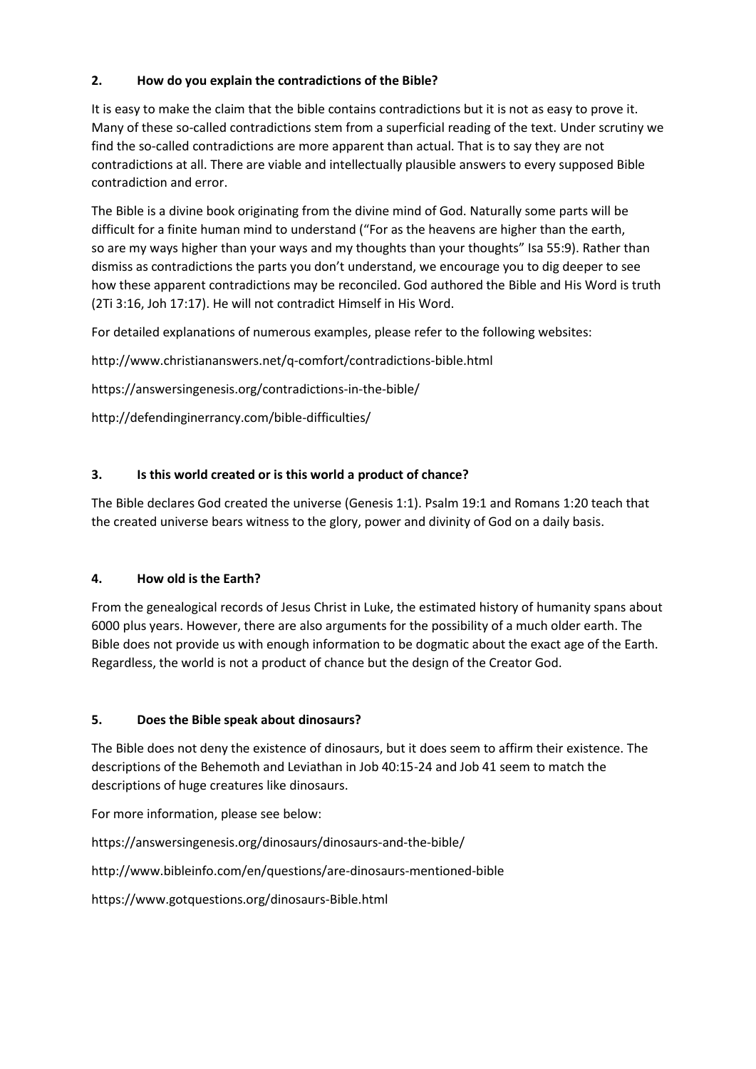## 2. How do you explain the contradictions of the Bible?

It is easy to make the claim that the bible contains contradictions but it is not as easy to prove it. Many of these so-called contradictions stem from a superficial reading of the text. Under scrutiny we find the so-called contradictions are more apparent than actual. That is to say they are not contradictions at all. There are viable and intellectually plausible answers to every supposed Bible contradiction and error.

The Bible is a divine book originating from the divine mind of God. Naturally some parts will be difficult for a finite human mind to understand ("For as the heavens are higher than the earth, so are my ways higher than your ways and my thoughts than your thoughts" Isa 55:9). Rather than dismiss as contradictions the parts you don't understand, we encourage you to dig deeper to see how these apparent contradictions may be reconciled. God authored the Bible and His Word is truth (2Ti 3:16, Joh 17:17). He will not contradict Himself in His Word.

For detailed explanations of numerous examples, please refer to the following websites:

http://www.christiananswers.net/q-comfort/contradictions-bible.html

https://answersingenesis.org/contradictions-in-the-bible/

http://defendinginerrancy.com/bible-difficulties/

## 3. Is this world created or is this world a product of chance?

The Bible declares God created the universe (Genesis 1:1). Psalm 19:1 and Romans 1:20 teach that the created universe bears witness to the glory, power and divinity of God on a daily basis.

## 4. How old is the Earth?

From the genealogical records of Jesus Christ in Luke, the estimated history of humanity spans about 6000 plus years. However, there are also arguments for the possibility of a much older earth. The Bible does not provide us with enough information to be dogmatic about the exact age of the Earth. Regardless, the world is not a product of chance but the design of the Creator God.

## 5. Does the Bible speak about dinosaurs?

The Bible does not deny the existence of dinosaurs, but it does seem to affirm their existence. The descriptions of the Behemoth and Leviathan in Job 40:15-24 and Job 41 seem to match the descriptions of huge creatures like dinosaurs.

For more information, please see below:

https://answersingenesis.org/dinosaurs/dinosaurs-and-the-bible/

http://www.bibleinfo.com/en/questions/are-dinosaurs-mentioned-bible

https://www.gotquestions.org/dinosaurs-Bible.html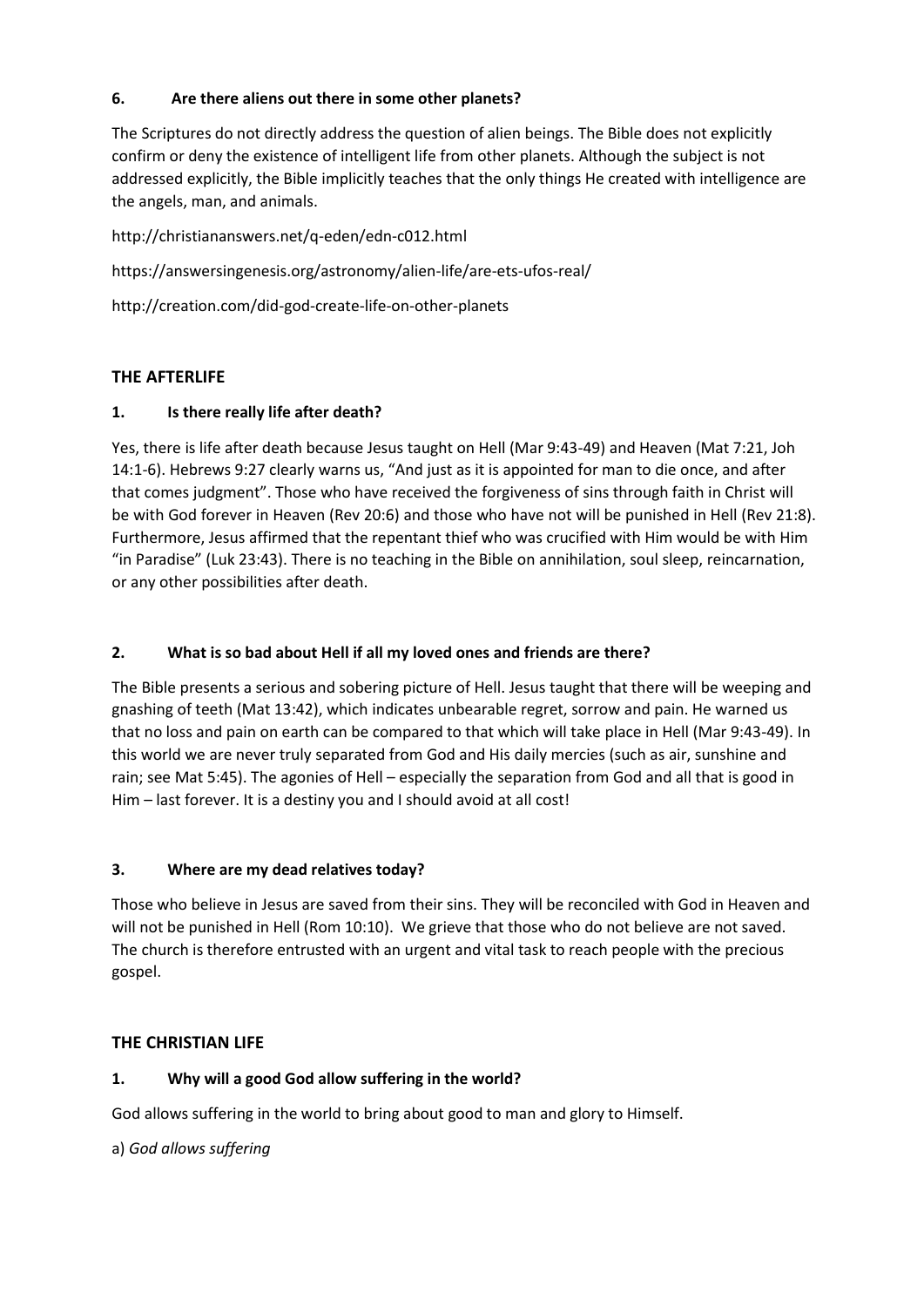### 6. Are there aliens out there in some other planets?

The Scriptures do not directly address the question of alien beings. The Bible does not explicitly confirm or deny the existence of intelligent life from other planets. Although the subject is not addressed explicitly, the Bible implicitly teaches that the only things He created with intelligence are the angels, man, and animals.

http://christiananswers.net/q-eden/edn-c012.html

https://answersingenesis.org/astronomy/alien-life/are-ets-ufos-real/

http://creation.com/did-god-create-life-on-other-planets

## THE AFTERLIFE

### 1. Is there really life after death?

Yes, there is life after death because Jesus taught on Hell (Mar 9:43-49) and Heaven (Mat 7:21, Joh 14:1-6). Hebrews 9:27 clearly warns us, "And just as it is appointed for man to die once, and after that comes judgment". Those who have received the forgiveness of sins through faith in Christ will be with God forever in Heaven (Rev 20:6) and those who have not will be punished in Hell (Rev 21:8). Furthermore, Jesus affirmed that the repentant thief who was crucified with Him would be with Him "in Paradise" (Luk 23:43). There is no teaching in the Bible on annihilation, soul sleep, reincarnation, or any other possibilities after death.

### 2. What is so bad about Hell if all my loved ones and friends are there?

The Bible presents a serious and sobering picture of Hell. Jesus taught that there will be weeping and gnashing of teeth (Mat 13:42), which indicates unbearable regret, sorrow and pain. He warned us that no loss and pain on earth can be compared to that which will take place in Hell (Mar 9:43-49). In this world we are never truly separated from God and His daily mercies (such as air, sunshine and rain; see Mat 5:45). The agonies of Hell – especially the separation from God and all that is good in Him – last forever. It is a destiny you and I should avoid at all cost!

### 3. Where are my dead relatives today?

Those who believe in Jesus are saved from their sins. They will be reconciled with God in Heaven and will not be punished in Hell (Rom 10:10). We grieve that those who do not believe are not saved. The church is therefore entrusted with an urgent and vital task to reach people with the precious gospel.

## THE CHRISTIAN LIFE

### 1. Why will a good God allow suffering in the world?

God allows suffering in the world to bring about good to man and glory to Himself.

a) *God allows suffering*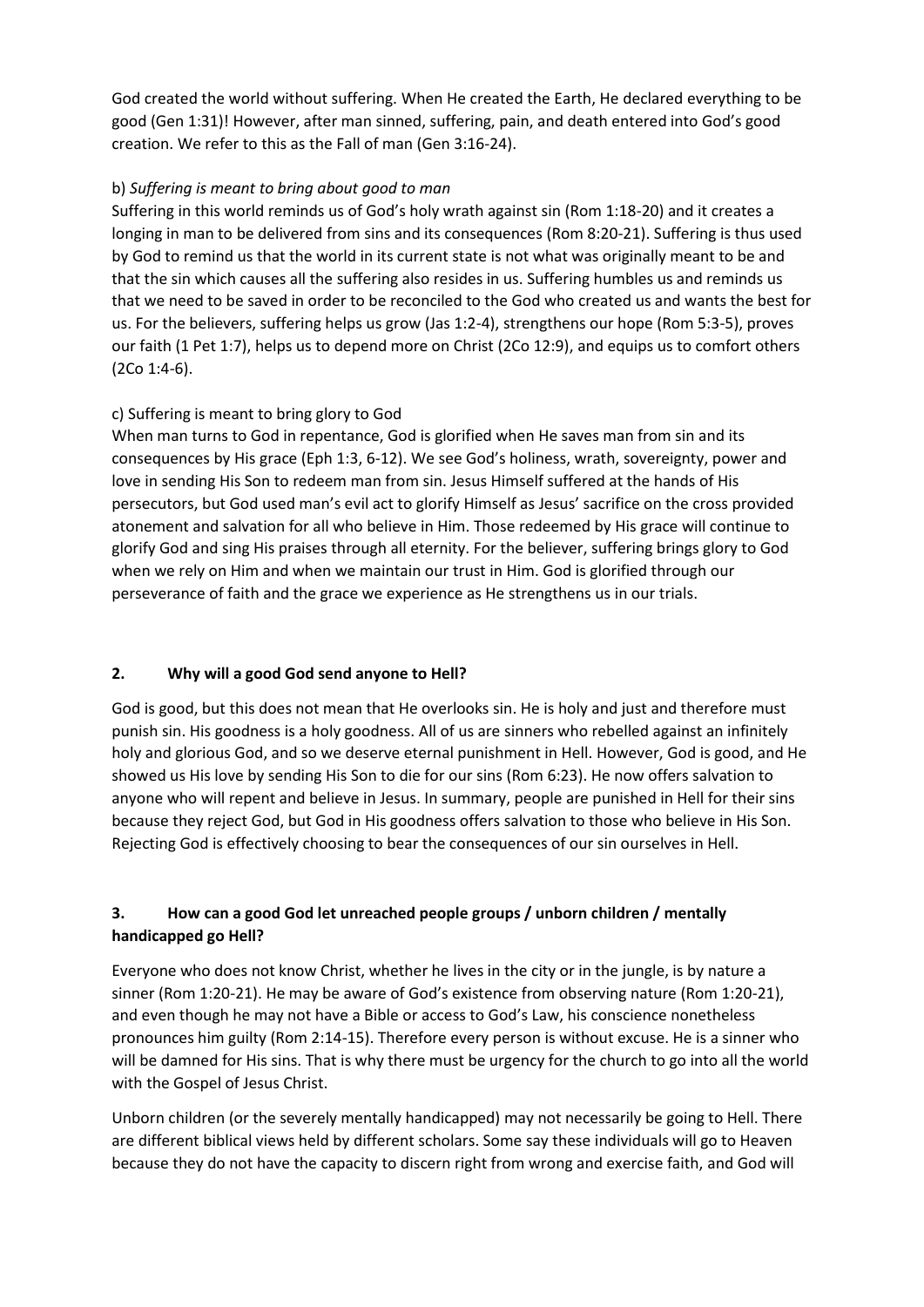God created the world without suffering. When He created the Earth, He declared everything to be good (Gen 1:31)! However, after man sinned, suffering, pain, and death entered into God's good creation. We refer to this as the Fall of man (Gen 3:16-24).

b) *Suffering is meant to bring about good to man*

Suffering in this world reminds us of God's holy wrath against sin (Rom 1:18-20) and it creates a longing in man to be delivered from sins and its consequences (Rom 8:20-21). Suffering is thus used by God to remind us that the world in its current state is not what was originally meant to be and that the sin which causes all the suffering also resides in us. Suffering humbles us and reminds us that we need to be saved in order to be reconciled to the God who created us and wants the best for us. For the believers, suffering helps us grow (Jas 1:2-4), strengthens our hope (Rom 5:3-5), proves our faith (1 Pet 1:7), helps us to depend more on Christ (2Co 12:9), and equips us to comfort others (2Co 1:4-6).

c) Suffering is meant to bring glory to God

When man turns to God in repentance, God is glorified when He saves man from sin and its consequences by His grace (Eph 1:3, 6-12). We see God's holiness, wrath, sovereignty, power and love in sending His Son to redeem man from sin. Jesus Himself suffered at the hands of His persecutors, but God used man's evil act to glorify Himself as Jesus' sacrifice on the cross provided atonement and salvation for all who believe in Him. Those redeemed by His grace will continue to glorify God and sing His praises through all eternity. For the believer, suffering brings glory to God when we rely on Him and when we maintain our trust in Him. God is glorified through our perseverance of faith and the grace we experience as He strengthens us in our trials.

## 2. Why will a good God send anyone to Hell?

God is good, but this does not mean that He overlooks sin. He is holy and just and therefore must punish sin. His goodness is a holy goodness. All of us are sinners who rebelled against an infinitely holy and glorious God, and so we deserve eternal punishment in Hell. However, God is good, and He showed us His love by sending His Son to die for our sins (Rom 6:23). He now offers salvation to anyone who will repent and believe in Jesus. In summary, people are punished in Hell for their sins because they reject God, but God in His goodness offers salvation to those who believe in His Son. Rejecting God is effectively choosing to bear the consequences of our sin ourselves in Hell.

## 3. How can a good God let unreached people groups / unborn children / mentally handicapped go Hell?

Everyone who does not know Christ, whether he lives in the city or in the jungle, is by nature a sinner (Rom 1:20-21). He may be aware of God's existence from observing nature (Rom 1:20-21), and even though he may not have a Bible or access to God's Law, his conscience nonetheless pronounces him guilty (Rom 2:14-15). Therefore every person is without excuse. He is a sinner who will be damned for His sins. That is why there must be urgency for the church to go into all the world with the Gospel of Jesus Christ.

Unborn children (or the severely mentally handicapped) may not necessarily be going to Hell. There are different biblical views held by different scholars. Some say these individuals will go to Heaven because they do not have the capacity to discern right from wrong and exercise faith, and God will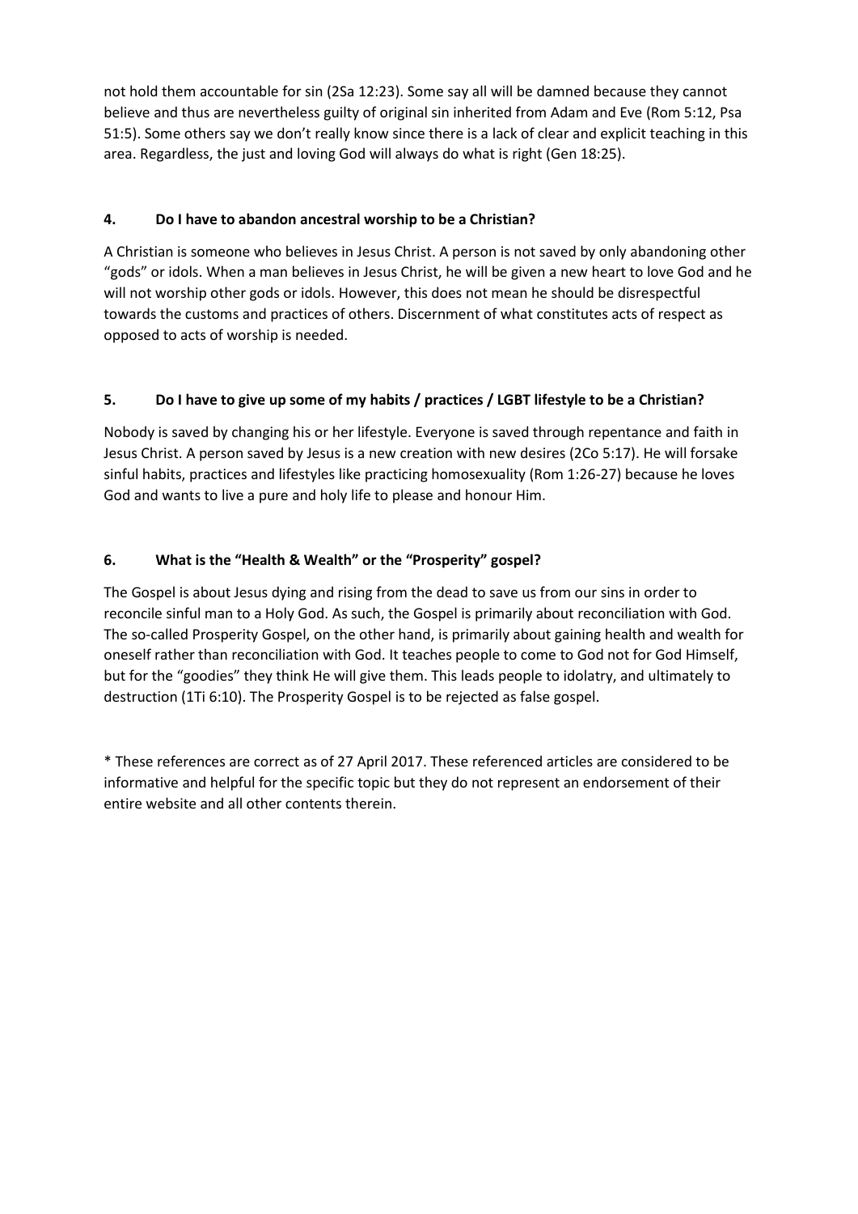not hold them accountable for sin (2Sa 12:23). Some say all will be damned because they cannot believe and thus are nevertheless guilty of original sin inherited from Adam and Eve (Rom 5:12, Psa 51:5). Some others say we don't really know since there is a lack of clear and explicit teaching in this area. Regardless, the just and loving God will always do what is right (Gen 18:25).

#### 4. Do I have to abandon ancestral worship to be a Christian?

A Christian is someone who believes in Jesus Christ. A person is not saved by only abandoning other "gods" or idols. When a man believes in Jesus Christ, he will be given a new heart to love God and he will not worship other gods or idols. However, this does not mean he should be disrespectful towards the customs and practices of others. Discernment of what constitutes acts of respect as opposed to acts of worship is needed.

#### 5. Do I have to give up some of my habits / practices / LGBT lifestyle to be a Christian?

Nobody is saved by changing his or her lifestyle. Everyone is saved through repentance and faith in Jesus Christ. A person saved by Jesus is a new creation with new desires (2Co 5:17). He will forsake sinful habits, practices and lifestyles like practicing homosexuality (Rom 1:26-27) because he loves God and wants to live a pure and holy life to please and honour Him.

#### 6. What is the "Health & Wealth" or the "Prosperity" gospel?

The Gospel is about Jesus dying and rising from the dead to save us from our sins in order to reconcile sinful man to a Holy God. As such, the Gospel is primarily about reconciliation with God. The so-called Prosperity Gospel, on the other hand, is primarily about gaining health and wealth for oneself rather than reconciliation with God. It teaches people to come to God not for God Himself, but for the "goodies" they think He will give them. This leads people to idolatry, and ultimately to destruction (1Ti 6:10). The Prosperity Gospel is to be rejected as false gospel.

* These references are correct as of 27 April 2017. These referenced articles are considered to be informative and helpful for the specific topic but they do not represent an endorsement of their entire website and all other contents therein.